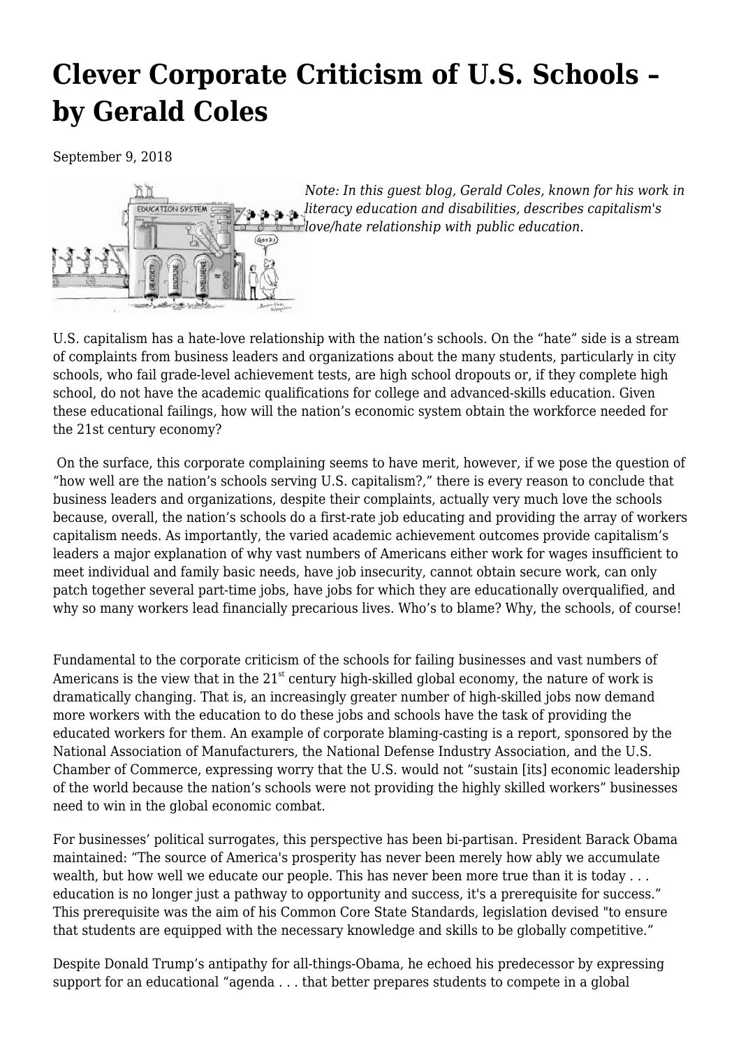# Clever Corporate Criticism of U.S. Schools – by Gerald Coles

September 9, 2018

*Note: In this guest blog, Gerald Coles, known for his work in literacy education and disabilities, describes capitalism's love/hate relationship with public education.*

U.S. capitalism has a hate-love relationship with the nation's schools. On the "hate" side is a stream of complaints from business leaders and organizations about the many students, particularly in city schools, who fail grade-level achievement tests, are high school dropouts or, if they complete high school, do not have the academic qualifications for college and advanced-skills education. Given these educational failings, how will the nation's economic system obtain the workforce needed for the 21st century economy?

On the surface, this corporate complaining seems to have merit, however, if we pose the question of "how well are the nation's schools serving U.S. capitalism?," there is every reason to conclude that business leaders and organizations, despite their complaints, actually very much love the schools because, overall, the nation's schools do a first-rate job educating and providing the array of workers capitalism needs. As importantly, the varied academic achievement outcomes provide capitalism's leaders a major explanation of why vast numbers of Americans either work for wages insufficient to meet individual and family basic needs, have job insecurity, cannot obtain secure work, can only patch together several part-time jobs, have jobs for which they are educationally overqualified, and why so many workers lead financially precarious lives. Who's to blame? Why, the schools, of course!

Fundamental to the corporate criticism of the schools for failing businesses and vast numbers of Americans is the view that in the 21st century high-skilled global economy, the nature of work is dramatically changing. That is, an increasingly greater number of high-skilled jobs now demand more workers with the education to do these jobs and schools have the task of providing the educated workers for them. An example of corporate blaming-casting is a report, sponsored by the National Association of Manufacturers, the National Defense Industry Association, and the U.S. Chamber of Commerce, expressing worry that the U.S. would not "sustain [its] economic leadership of the world because the nation's schools were not providing the highly skilled workers" businesses need to win in the global economic combat.

For businesses' political surrogates, this perspective has been bi-partisan. President Barack Obama maintained: "The source of America's prosperity has never been merely how ably we accumulate wealth, but how well we educate our people. This has never been more true than it is today . . . education is no longer just a pathway to opportunity and success, it's a prerequisite for success." This prerequisite was the aim of his Common Core State Standards, legislation devised "to ensure that students are equipped with the necessary knowledge and skills to be globally competitive."

Despite Donald Trump's antipathy for all-things-Obama, he echoed his predecessor by expressing support for an educational "agenda . . . that better prepares students to compete in a global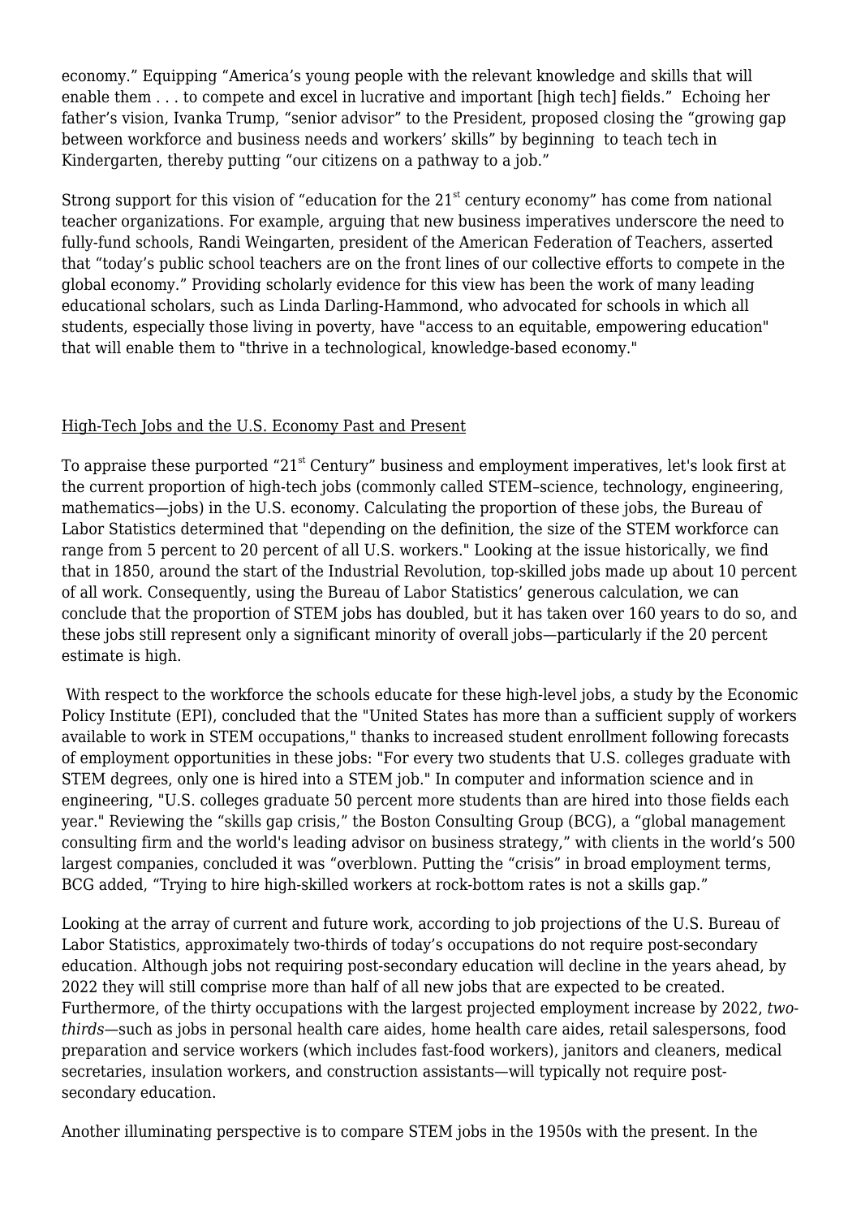economy." Equipping "America's young people with the relevant knowledge and skills that will enable them . . . to compete and excel in lucrative and important [high tech] fields." Echoing her father's vision, Ivanka Trump, "senior advisor" to the President, proposed closing the "growing gap between workforce and business needs and workers' skills" by beginning to teach tech in Kindergarten, thereby putting "our citizens on a pathway to a job."

Strong support for this vision of "education for the 21st century economy" has come from national teacher organizations. For example, arguing that new business imperatives underscore the need to fully-fund schools, Randi Weingarten, president of the American Federation of Teachers, asserted that "today's public school teachers are on the front lines of our collective efforts to compete in the global economy." Providing scholarly evidence for this view has been the work of many leading educational scholars, such as Linda Darling-Hammond, who advocated for schools in which all students, especially those living in poverty, have "access to an equitable, empowering education" that will enable them to "thrive in a technological, knowledge-based economy."

High-Tech Jobs and the U.S. Economy Past and Present

To appraise these purported "21st Century" business and employment imperatives, let's look first at the current proportion of high-tech jobs (commonly called STEM–science, technology, engineering, mathematics—jobs) in the U.S. economy. Calculating the proportion of these jobs, the Bureau of Labor Statistics determined that "depending on the definition, the size of the STEM workforce can range from 5 percent to 20 percent of all U.S. workers." Looking at the issue historically, we find that in 1850, around the start of the Industrial Revolution, top-skilled jobs made up about 10 percent of all work. Consequently, using the Bureau of Labor Statistics' generous calculation, we can conclude that the proportion of STEM jobs has doubled, but it has taken over 160 years to do so, and these jobs still represent only a significant minority of overall jobs—particularly if the 20 percent estimate is high.

With respect to the workforce the schools educate for these high-level jobs, a study by the Economic Policy Institute (EPI), concluded that the "United States has more than a sufficient supply of workers available to work in STEM occupations," thanks to increased student enrollment following forecasts of employment opportunities in these jobs: "For every two students that U.S. colleges graduate with STEM degrees, only one is hired into a STEM job." In computer and information science and in engineering, "U.S. colleges graduate 50 percent more students than are hired into those fields each year." Reviewing the "skills gap crisis," the Boston Consulting Group (BCG), a "global management consulting firm and the world's leading advisor on business strategy," with clients in the world's 500 largest companies, concluded it was "overblown. Putting the "crisis" in broad employment terms, BCG added, "Trying to hire high-skilled workers at rock-bottom rates is not a skills gap."

Looking at the array of current and future work, according to job projections of the U.S. Bureau of Labor Statistics, approximately two-thirds of today's occupations do not require post-secondary education. Although jobs not requiring post-secondary education will decline in the years ahead, by 2022 they will still comprise more than half of all new jobs that are expected to be created. Furthermore, of the thirty occupations with the largest projected employment increase by 2022, *two-thirds*—such as jobs in personal health care aides, home health care aides, retail salespersons, food preparation and service workers (which includes fast-food workers), janitors and cleaners, medical secretaries, insulation workers, and construction assistants—will typically not require post-secondary education.

Another illuminating perspective is to compare STEM jobs in the 1950s with the present. In the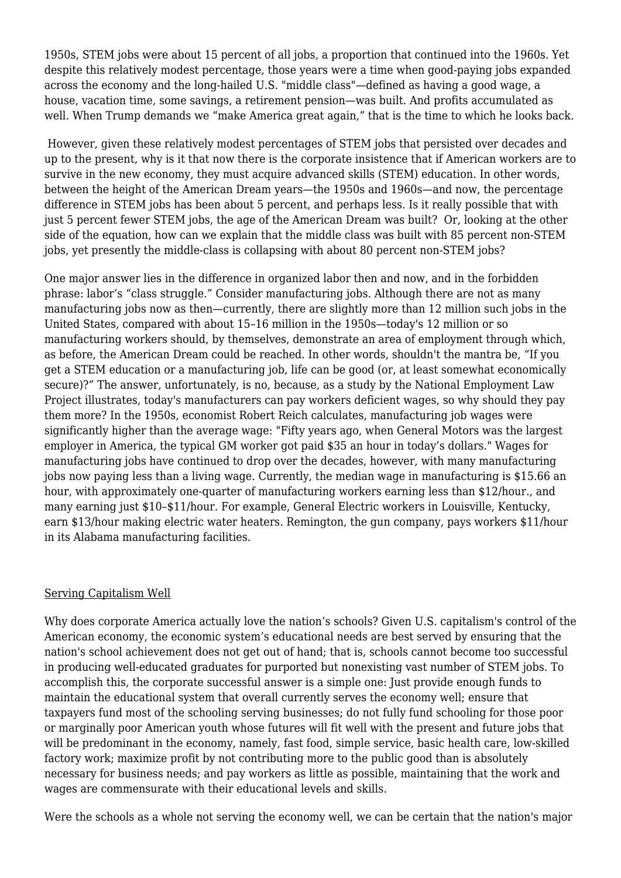1950s, STEM jobs were about 15 percent of all jobs, a proportion that continued into the 1960s. Yet despite this relatively modest percentage, those years were a time when good-paying jobs expanded across the economy and the long-hailed U.S. "middle class"—defined as having a good wage, a house, vacation time, some savings, a retirement pension—was built. And profits accumulated as well. When Trump demands we "make America great again," that is the time to which he looks back.

However, given these relatively modest percentages of STEM jobs that persisted over decades and up to the present, why is it that now there is the corporate insistence that if American workers are to survive in the new economy, they must acquire advanced skills (STEM) education. In other words, between the height of the American Dream years—the 1950s and 1960s—and now, the percentage difference in STEM jobs has been about 5 percent, and perhaps less. Is it really possible that with just 5 percent fewer STEM jobs, the age of the American Dream was built? Or, looking at the other side of the equation, how can we explain that the middle class was built with 85 percent non-STEM jobs, yet presently the middle-class is collapsing with about 80 percent non-STEM jobs?

One major answer lies in the difference in organized labor then and now, and in the forbidden phrase: labor's "class struggle." Consider manufacturing jobs. Although there are not as many manufacturing jobs now as then—currently, there are slightly more than 12 million such jobs in the United States, compared with about 15–16 million in the 1950s—today's 12 million or so manufacturing workers should, by themselves, demonstrate an area of employment through which, as before, the American Dream could be reached. In other words, shouldn't the mantra be, "If you get a STEM education or a manufacturing job, life can be good (or, at least somewhat economically secure)?" The answer, unfortunately, is no, because, as a study by the National Employment Law Project illustrates, today's manufacturers can pay workers deficient wages, so why should they pay them more? In the 1950s, economist Robert Reich calculates, manufacturing job wages were significantly higher than the average wage: "Fifty years ago, when General Motors was the largest employer in America, the typical GM worker got paid $35 an hour in today's dollars." Wages for manufacturing jobs have continued to drop over the decades, however, with many manufacturing jobs now paying less than a living wage. Currently, the median wage in manufacturing is $15.66 an hour, with approximately one-quarter of manufacturing workers earning less than $12/hour., and many earning just $10–$11/hour. For example, General Electric workers in Louisville, Kentucky, earn $13/hour making electric water heaters. Remington, the gun company, pays workers $11/hour in its Alabama manufacturing facilities.

## Serving Capitalism Well

Why does corporate America actually love the nation's schools? Given U.S. capitalism's control of the American economy, the economic system's educational needs are best served by ensuring that the nation's school achievement does not get out of hand; that is, schools cannot become too successful in producing well-educated graduates for purported but nonexisting vast number of STEM jobs. To accomplish this, the corporate successful answer is a simple one: Just provide enough funds to maintain the educational system that overall currently serves the economy well; ensure that taxpayers fund most of the schooling serving businesses; do not fully fund schooling for those poor or marginally poor American youth whose futures will fit well with the present and future jobs that will be predominant in the economy, namely, fast food, simple service, basic health care, low-skilled factory work; maximize profit by not contributing more to the public good than is absolutely necessary for business needs; and pay workers as little as possible, maintaining that the work and wages are commensurate with their educational levels and skills.

Were the schools as a whole not serving the economy well, we can be certain that the nation's major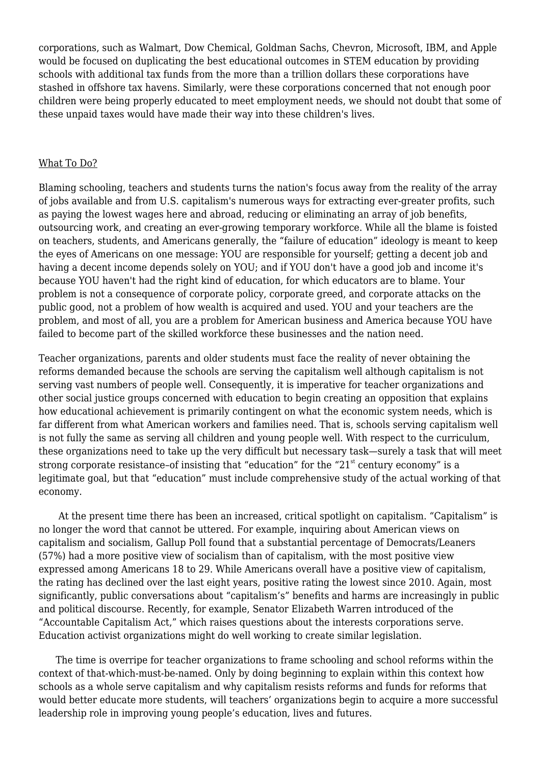corporations, such as Walmart, Dow Chemical, Goldman Sachs, Chevron, Microsoft, IBM, and Apple would be focused on duplicating the best educational outcomes in STEM education by providing schools with additional tax funds from the more than a trillion dollars these corporations have stashed in offshore tax havens. Similarly, were these corporations concerned that not enough poor children were being properly educated to meet employment needs, we should not doubt that some of these unpaid taxes would have made their way into these children's lives.

## What To Do?

Blaming schooling, teachers and students turns the nation's focus away from the reality of the array of jobs available and from U.S. capitalism's numerous ways for extracting ever-greater profits, such as paying the lowest wages here and abroad, reducing or eliminating an array of job benefits, outsourcing work, and creating an ever-growing temporary workforce. While all the blame is foisted on teachers, students, and Americans generally, the "failure of education" ideology is meant to keep the eyes of Americans on one message: YOU are responsible for yourself; getting a decent job and having a decent income depends solely on YOU; and if YOU don't have a good job and income it's because YOU haven't had the right kind of education, for which educators are to blame. Your problem is not a consequence of corporate policy, corporate greed, and corporate attacks on the public good, not a problem of how wealth is acquired and used. YOU and your teachers are the problem, and most of all, you are a problem for American business and America because YOU have failed to become part of the skilled workforce these businesses and the nation need.

Teacher organizations, parents and older students must face the reality of never obtaining the reforms demanded because the schools are serving the capitalism well although capitalism is not serving vast numbers of people well. Consequently, it is imperative for teacher organizations and other social justice groups concerned with education to begin creating an opposition that explains how educational achievement is primarily contingent on what the economic system needs, which is far different from what American workers and families need. That is, schools serving capitalism well is not fully the same as serving all children and young people well. With respect to the curriculum, these organizations need to take up the very difficult but necessary task—surely a task that will meet strong corporate resistance–of insisting that "education" for the "21st century economy" is a legitimate goal, but that "education" must include comprehensive study of the actual working of that economy.

At the present time there has been an increased, critical spotlight on capitalism. "Capitalism" is no longer the word that cannot be uttered. For example, inquiring about American views on capitalism and socialism, Gallup Poll found that a substantial percentage of Democrats/Leaners (57%) had a more positive view of socialism than of capitalism, with the most positive view expressed among Americans 18 to 29. While Americans overall have a positive view of capitalism, the rating has declined over the last eight years, positive rating the lowest since 2010. Again, most significantly, public conversations about "capitalism's" benefits and harms are increasingly in public and political discourse. Recently, for example, Senator Elizabeth Warren introduced of the "Accountable Capitalism Act," which raises questions about the interests corporations serve. Education activist organizations might do well working to create similar legislation.

The time is overripe for teacher organizations to frame schooling and school reforms within the context of that-which-must-be-named. Only by doing beginning to explain within this context how schools as a whole serve capitalism and why capitalism resists reforms and funds for reforms that would better educate more students, will teachers' organizations begin to acquire a more successful leadership role in improving young people's education, lives and futures.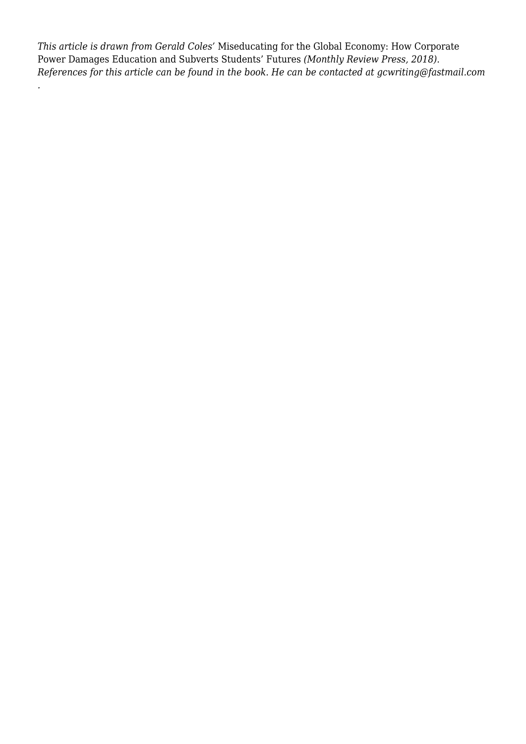*This article is drawn from Gerald Coles'* Miseducating for the Global Economy: How Corporate Power Damages Education and Subverts Students' Futures *(Monthly Review Press, 2018). References for this article can be found in the book. He can be contacted at gcwriting@fastmail.com .*